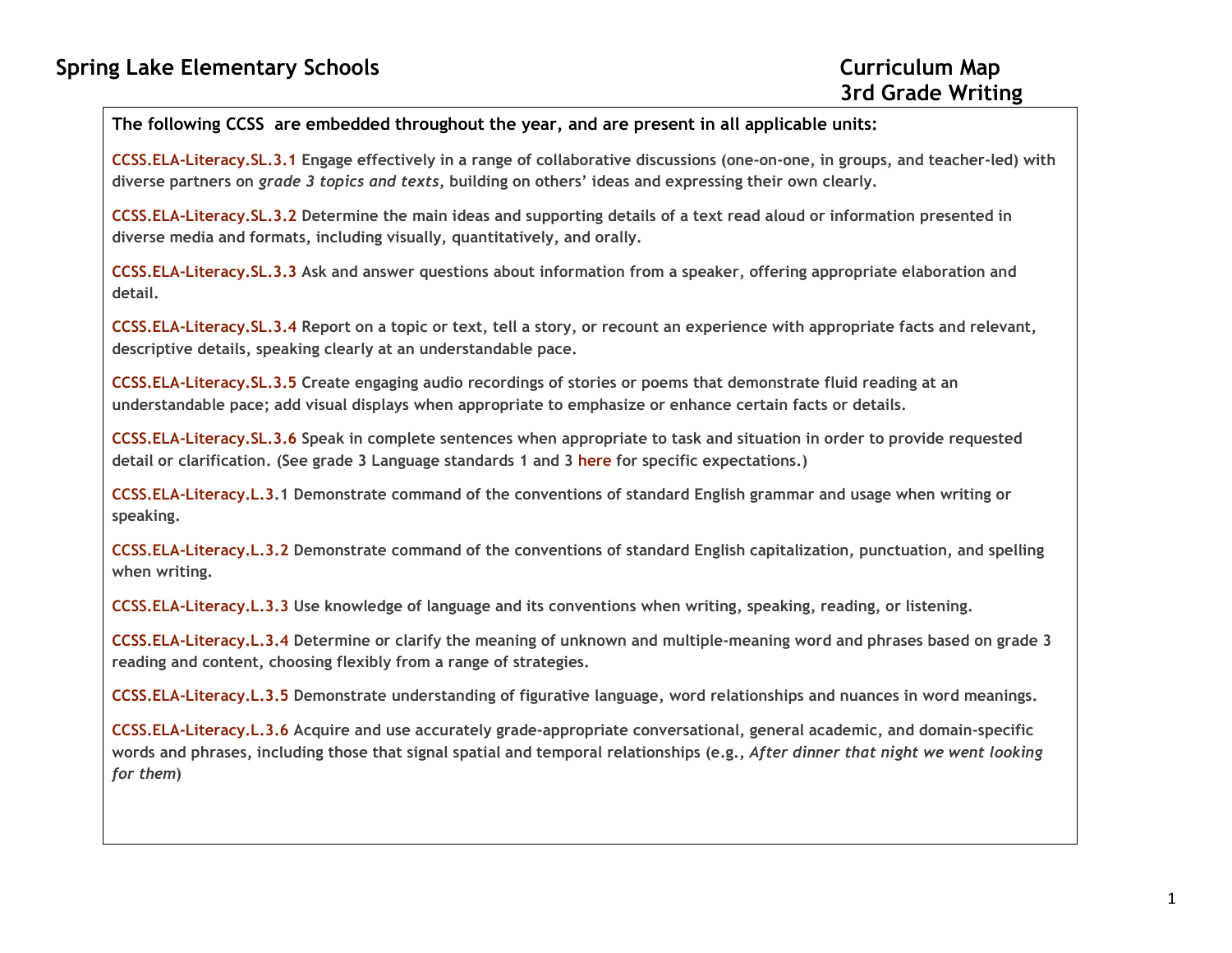# Spring Lake Elementary Schools

## Curriculum Map
## 3rd Grade Writing

**The following CCSS are embedded throughout the year, and are present in all applicable units:**

**CCSS.ELA-Literacy.SL.3.1** Engage effectively in a range of collaborative discussions (one-on-one, in groups, and teacher-led) with diverse partners on *grade 3 topics and texts*, building on others' ideas and expressing their own clearly.

**CCSS.ELA-Literacy.SL.3.2** Determine the main ideas and supporting details of a text read aloud or information presented in diverse media and formats, including visually, quantitatively, and orally.

**CCSS.ELA-Literacy.SL.3.3** Ask and answer questions about information from a speaker, offering appropriate elaboration and detail.

**CCSS.ELA-Literacy.SL.3.4** Report on a topic or text, tell a story, or recount an experience with appropriate facts and relevant, descriptive details, speaking clearly at an understandable pace.

**CCSS.ELA-Literacy.SL.3.5** Create engaging audio recordings of stories or poems that demonstrate fluid reading at an understandable pace; add visual displays when appropriate to emphasize or enhance certain facts or details.

**CCSS.ELA-Literacy.SL.3.6** Speak in complete sentences when appropriate to task and situation in order to provide requested detail or clarification. (See grade 3 Language standards 1 and 3 here for specific expectations.)

**CCSS.ELA-Literacy.L.3.1** Demonstrate command of the conventions of standard English grammar and usage when writing or speaking.

**CCSS.ELA-Literacy.L.3.2** Demonstrate command of the conventions of standard English capitalization, punctuation, and spelling when writing.

**CCSS.ELA-Literacy.L.3.3** Use knowledge of language and its conventions when writing, speaking, reading, or listening.

**CCSS.ELA-Literacy.L.3.4** Determine or clarify the meaning of unknown and multiple-meaning word and phrases based on grade 3 reading and content, choosing flexibly from a range of strategies.

**CCSS.ELA-Literacy.L.3.5** Demonstrate understanding of figurative language, word relationships and nuances in word meanings.

**CCSS.ELA-Literacy.L.3.6** Acquire and use accurately grade-appropriate conversational, general academic, and domain-specific words and phrases, including those that signal spatial and temporal relationships (e.g., *After dinner that night we went looking for them*)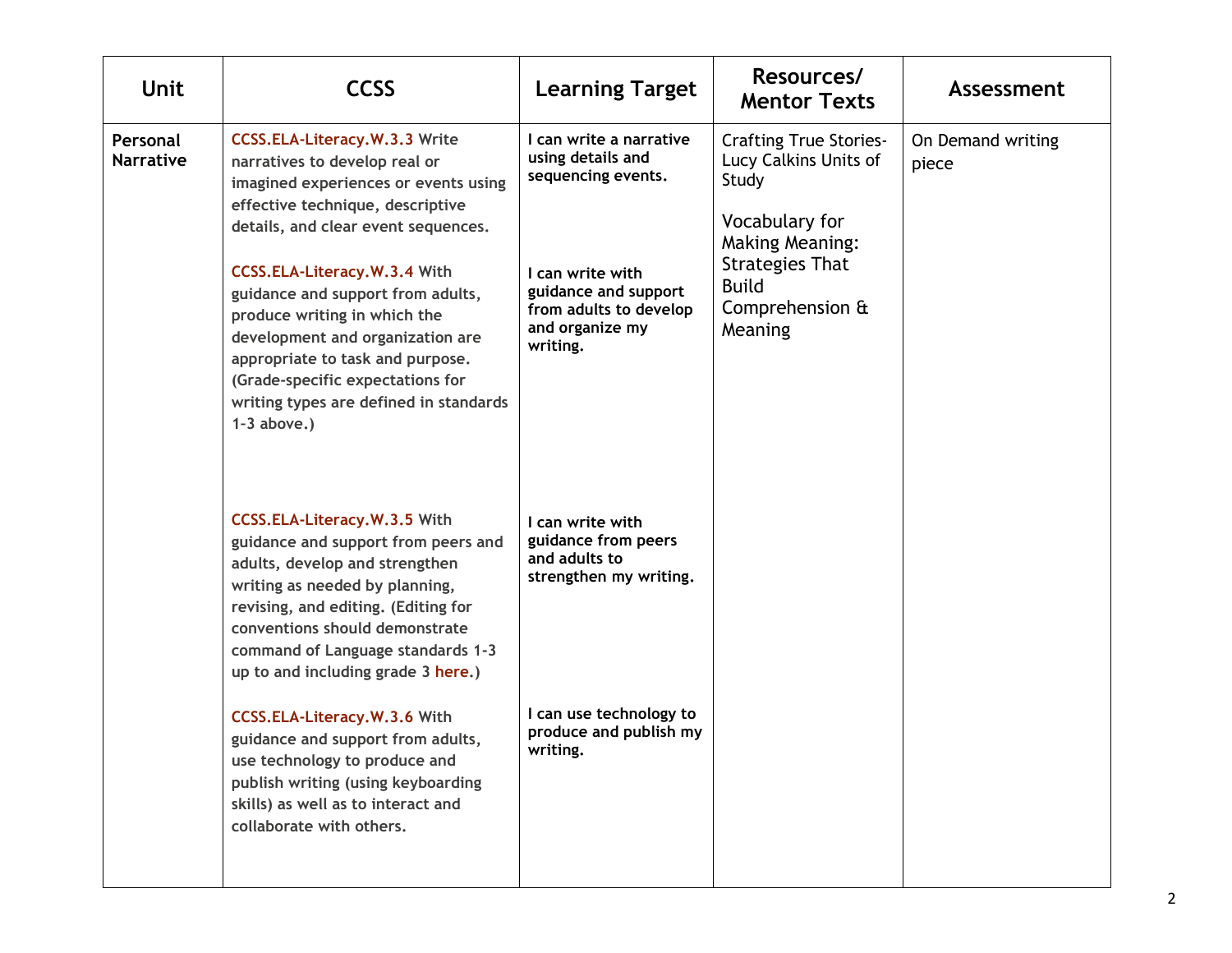| Unit | CCSS | Learning Target | Resources/ Mentor Texts | Assessment |
|---|---|---|---|---|
| **Personal Narrative** | **CCSS.ELA-Literacy.W.3.3** Write narratives to develop real or imagined experiences or events using effective technique, descriptive details, and clear event sequences. | **I can write a narrative using details and sequencing events.** | Crafting True Stories- Lucy Calkins Units of Study<br><br>Vocabulary for Making Meaning: Strategies That Build Comprehension & Meaning | On Demand writing piece |
| | **CCSS.ELA-Literacy.W.3.4** With guidance and support from adults, produce writing in which the development and organization are appropriate to task and purpose. (Grade-specific expectations for writing types are defined in standards 1-3 above.) | **I can write with guidance and support from adults to develop and organize my writing.** | | |
| | **CCSS.ELA-Literacy.W.3.5** With guidance and support from peers and adults, develop and strengthen writing as needed by planning, revising, and editing. (Editing for conventions should demonstrate command of Language standards 1-3 up to and including grade 3 here.) | **I can write with guidance from peers and adults to strengthen my writing.** | | |
| | **CCSS.ELA-Literacy.W.3.6** With guidance and support from adults, use technology to produce and publish writing (using keyboarding skills) as well as to interact and collaborate with others. | **I can use technology to produce and publish my writing.** | | |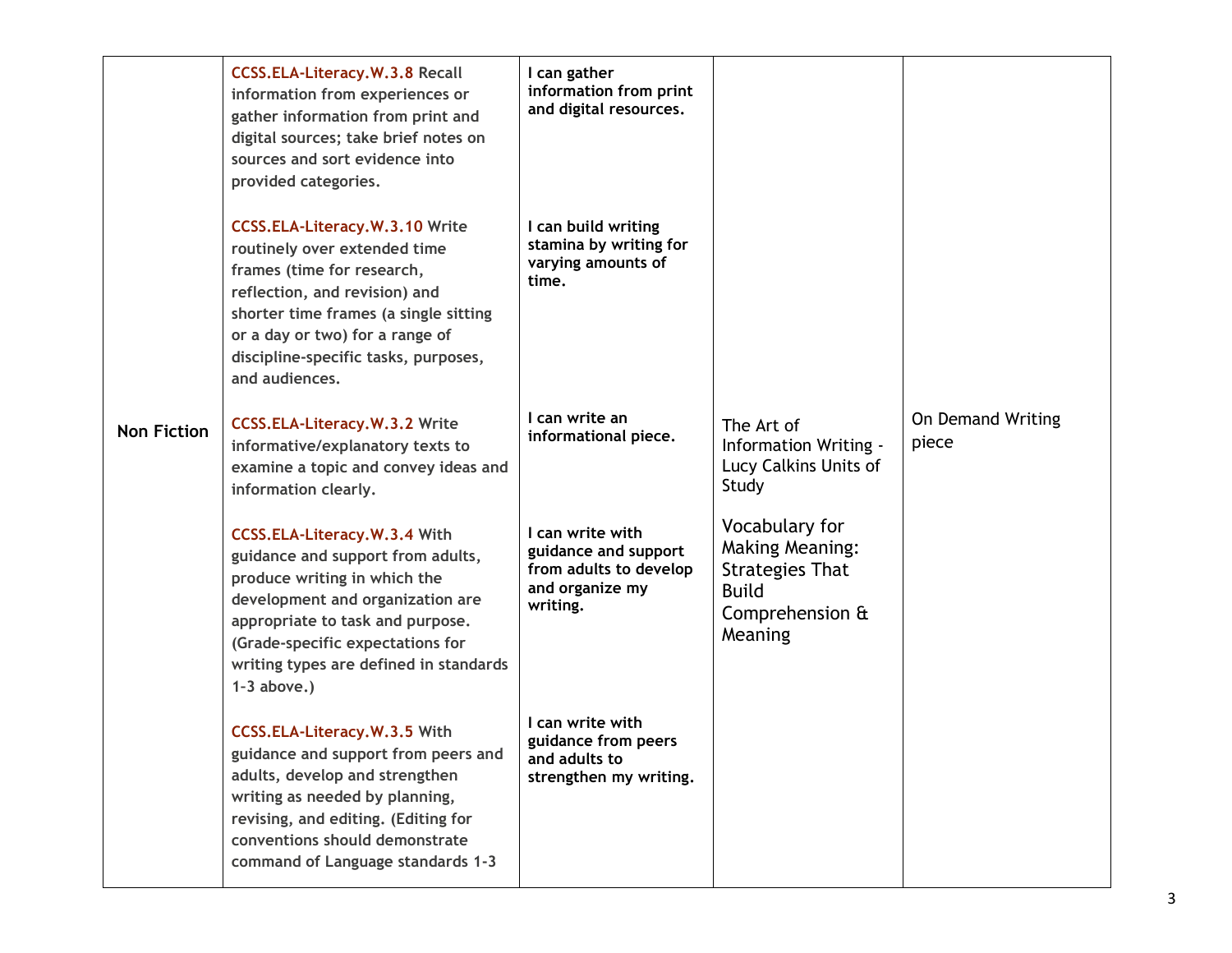| | | | | |
|---|---|---|---|---|
| Non Fiction | **CCSS.ELA-Literacy.W.3.8** Recall information from experiences or gather information from print and digital sources; take brief notes on sources and sort evidence into provided categories.<br><br>**CCSS.ELA-Literacy.W.3.10** Write routinely over extended time frames (time for research, reflection, and revision) and shorter time frames (a single sitting or a day or two) for a range of discipline-specific tasks, purposes, and audiences.<br><br>**CCSS.ELA-Literacy.W.3.2** Write informative/explanatory texts to examine a topic and convey ideas and information clearly.<br><br>**CCSS.ELA-Literacy.W.3.4** With guidance and support from adults, produce writing in which the development and organization are appropriate to task and purpose. (Grade-specific expectations for writing types are defined in standards 1-3 above.)<br><br>**CCSS.ELA-Literacy.W.3.5** With guidance and support from peers and adults, develop and strengthen writing as needed by planning, revising, and editing. (Editing for conventions should demonstrate command of Language standards 1-3 | **I can gather information from print and digital resources.**<br><br>**I can build writing stamina by writing for varying amounts of time.**<br><br>**I can write an informational piece.**<br><br>**I can write with guidance and support from adults to develop and organize my writing.**<br><br>**I can write with guidance from peers and adults to strengthen my writing.** | The Art of Information Writing - Lucy Calkins Units of Study<br><br>Vocabulary for Making Meaning: Strategies That Build Comprehension & Meaning | On Demand Writing piece |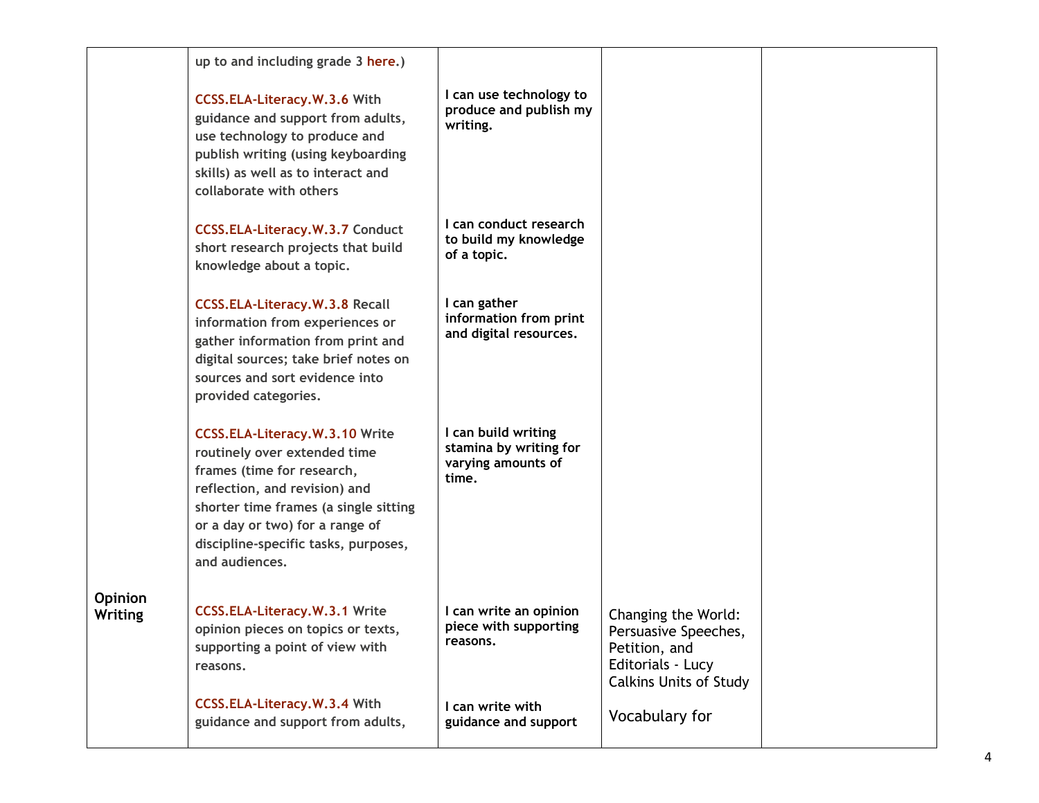| | | | | |
|---|---|---|---|---|
| | up to and including grade 3 here.) | | | |
| | CCSS.ELA-Literacy.W.3.6 With guidance and support from adults, use technology to produce and publish writing (using keyboarding skills) as well as to interact and collaborate with others | I can use technology to produce and publish my writing. | | |
| | CCSS.ELA-Literacy.W.3.7 Conduct short research projects that build knowledge about a topic. | I can conduct research to build my knowledge of a topic. | | |
| | CCSS.ELA-Literacy.W.3.8 Recall information from experiences or gather information from print and digital sources; take brief notes on sources and sort evidence into provided categories. | I can gather information from print and digital resources. | | |
| | CCSS.ELA-Literacy.W.3.10 Write routinely over extended time frames (time for research, reflection, and revision) and shorter time frames (a single sitting or a day or two) for a range of discipline-specific tasks, purposes, and audiences. | I can build writing stamina by writing for varying amounts of time. | | |
| **Opinion Writing** | CCSS.ELA-Literacy.W.3.1 Write opinion pieces on topics or texts, supporting a point of view with reasons. | I can write an opinion piece with supporting reasons. | Changing the World: Persuasive Speeches, Petition, and Editorials - Lucy Calkins Units of Study | |
| | CCSS.ELA-Literacy.W.3.4 With guidance and support from adults, | I can write with guidance and support | Vocabulary for | |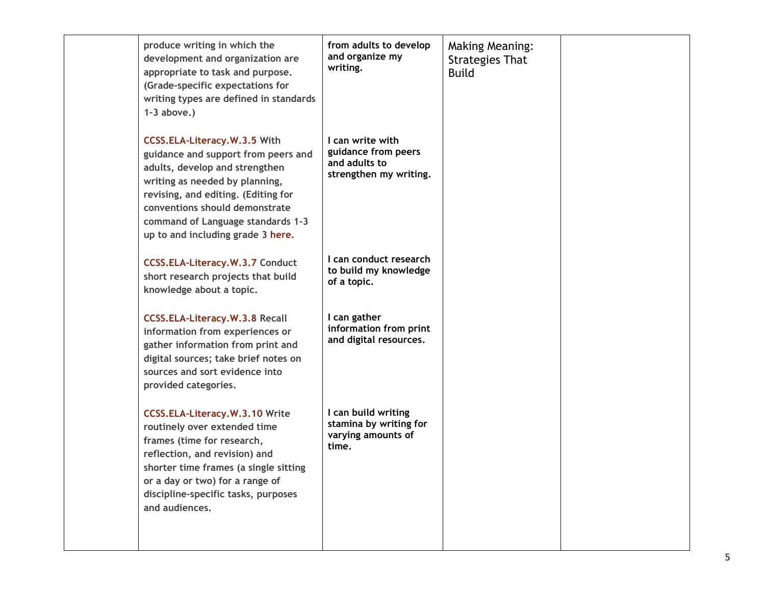| | | | | |
|---|---|---|---|---|
| | produce writing in which the development and organization are appropriate to task and purpose. (Grade-specific expectations for writing types are defined in standards 1-3 above.) | from adults to develop and organize my writing. | Making Meaning: Strategies That Build | |
| | CCSS.ELA-Literacy.W.3.5 With guidance and support from peers and adults, develop and strengthen writing as needed by planning, revising, and editing. (Editing for conventions should demonstrate command of Language standards 1-3 up to and including grade 3 here. | I can write with guidance from peers and adults to strengthen my writing. | | |
| | CCSS.ELA-Literacy.W.3.7 Conduct short research projects that build knowledge about a topic. | I can conduct research to build my knowledge of a topic. | | |
| | CCSS.ELA-Literacy.W.3.8 Recall information from experiences or gather information from print and digital sources; take brief notes on sources and sort evidence into provided categories. | I can gather information from print and digital resources. | | |
| | CCSS.ELA-Literacy.W.3.10 Write routinely over extended time frames (time for research, reflection, and revision) and shorter time frames (a single sitting or a day or two) for a range of discipline-specific tasks, purposes and audiences. | I can build writing stamina by writing for varying amounts of time. | | |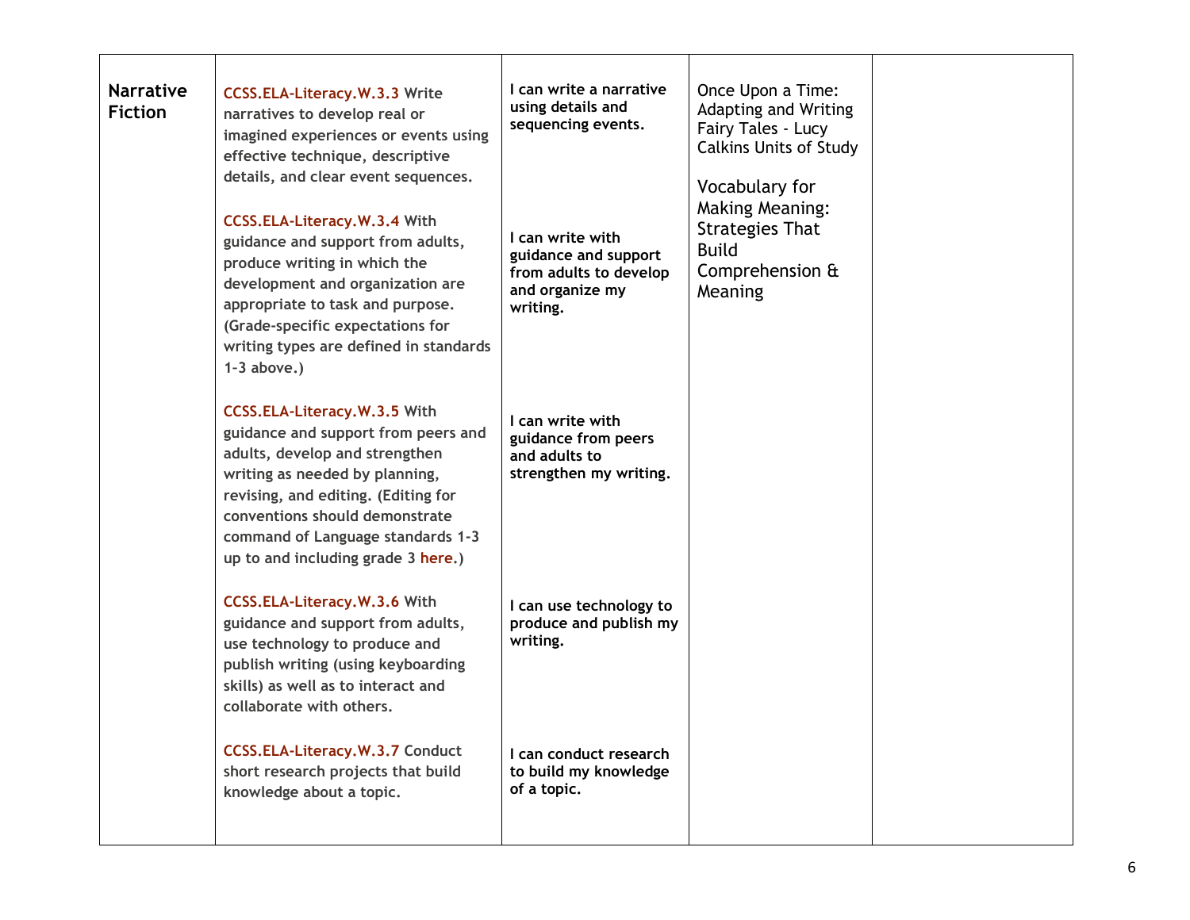| | | | | |
|---|---|---|---|---|
| **Narrative Fiction** | **CCSS.ELA-Literacy.W.3.3** Write narratives to develop real or imagined experiences or events using effective technique, descriptive details, and clear event sequences.<br><br>**CCSS.ELA-Literacy.W.3.4** With guidance and support from adults, produce writing in which the development and organization are appropriate to task and purpose. (Grade-specific expectations for writing types are defined in standards 1-3 above.)<br><br>**CCSS.ELA-Literacy.W.3.5** With guidance and support from peers and adults, develop and strengthen writing as needed by planning, revising, and editing. (Editing for conventions should demonstrate command of Language standards 1-3 up to and including grade 3 here.)<br><br>**CCSS.ELA-Literacy.W.3.6** With guidance and support from adults, use technology to produce and publish writing (using keyboarding skills) as well as to interact and collaborate with others.<br><br>**CCSS.ELA-Literacy.W.3.7** Conduct short research projects that build knowledge about a topic. | **I can write a narrative using details and sequencing events.**<br><br>**I can write with guidance and support from adults to develop and organize my writing.**<br><br>**I can write with guidance from peers and adults to strengthen my writing.**<br><br>**I can use technology to produce and publish my writing.**<br><br>**I can conduct research to build my knowledge of a topic.** | Once Upon a Time: Adapting and Writing Fairy Tales - Lucy Calkins Units of Study<br><br>Vocabulary for Making Meaning: Strategies That Build Comprehension & Meaning | |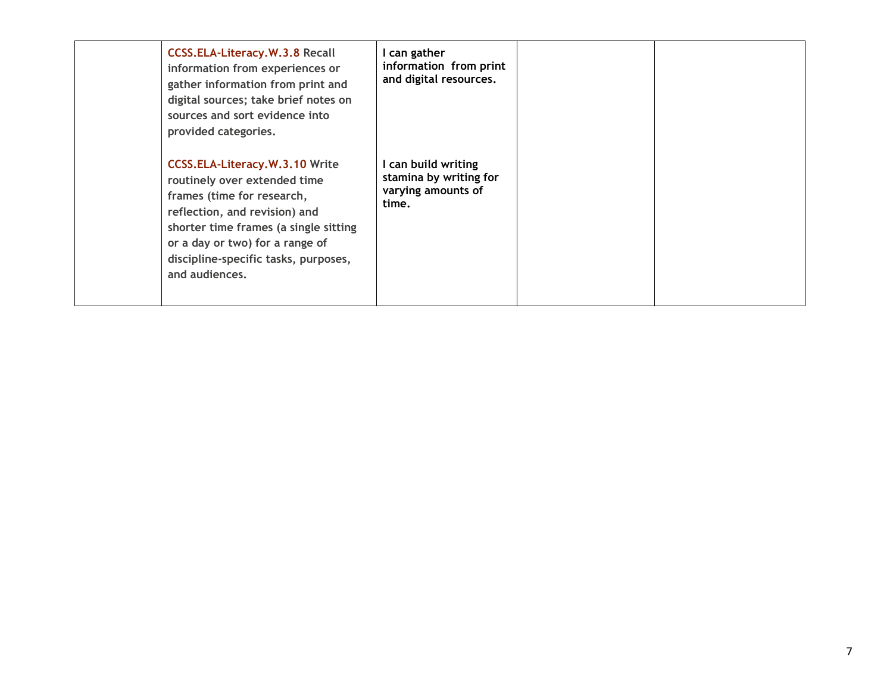| | | | | |
|---|---|---|---|---|
| | **CCSS.ELA-Literacy.W.3.8** Recall information from experiences or gather information from print and digital sources; take brief notes on sources and sort evidence into provided categories. | **I can gather information from print and digital resources.** | | |
| | **CCSS.ELA-Literacy.W.3.10** Write routinely over extended time frames (time for research, reflection, and revision) and shorter time frames (a single sitting or a day or two) for a range of discipline-specific tasks, purposes, and audiences. | **I can build writing stamina by writing for varying amounts of time.** | | |